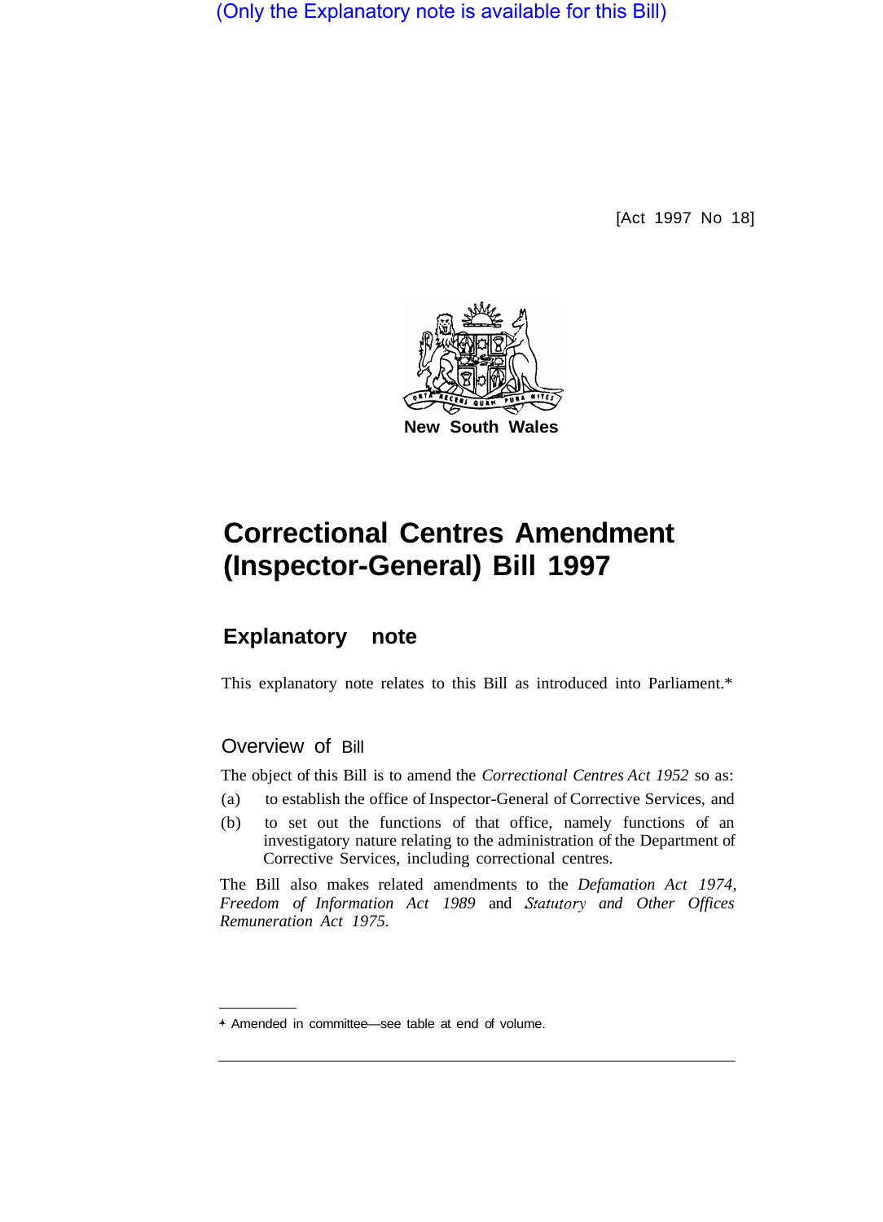(Only the Explanatory note is available for this Bill)

[Act 1997 No 18]

New South Wales

# Correctional Centres Amendment (Inspector-General) Bill 1997

## Explanatory note

This explanatory note relates to this Bill as introduced into Parliament.*

### Overview of Bill

The object of this Bill is to amend the *Correctional Centres Act 1952* so as:

(a) to establish the office of Inspector-General of Corrective Services, and

(b) to set out the functions of that office, namely functions of an investigatory nature relating to the administration of the Department of Corrective Services, including correctional centres.

The Bill also makes related amendments to the *Defamation Act 1974*, *Freedom of Information Act 1989* and *Statutory and Other Offices Remuneration Act 1975*.

* Amended in committee—see table at end of volume.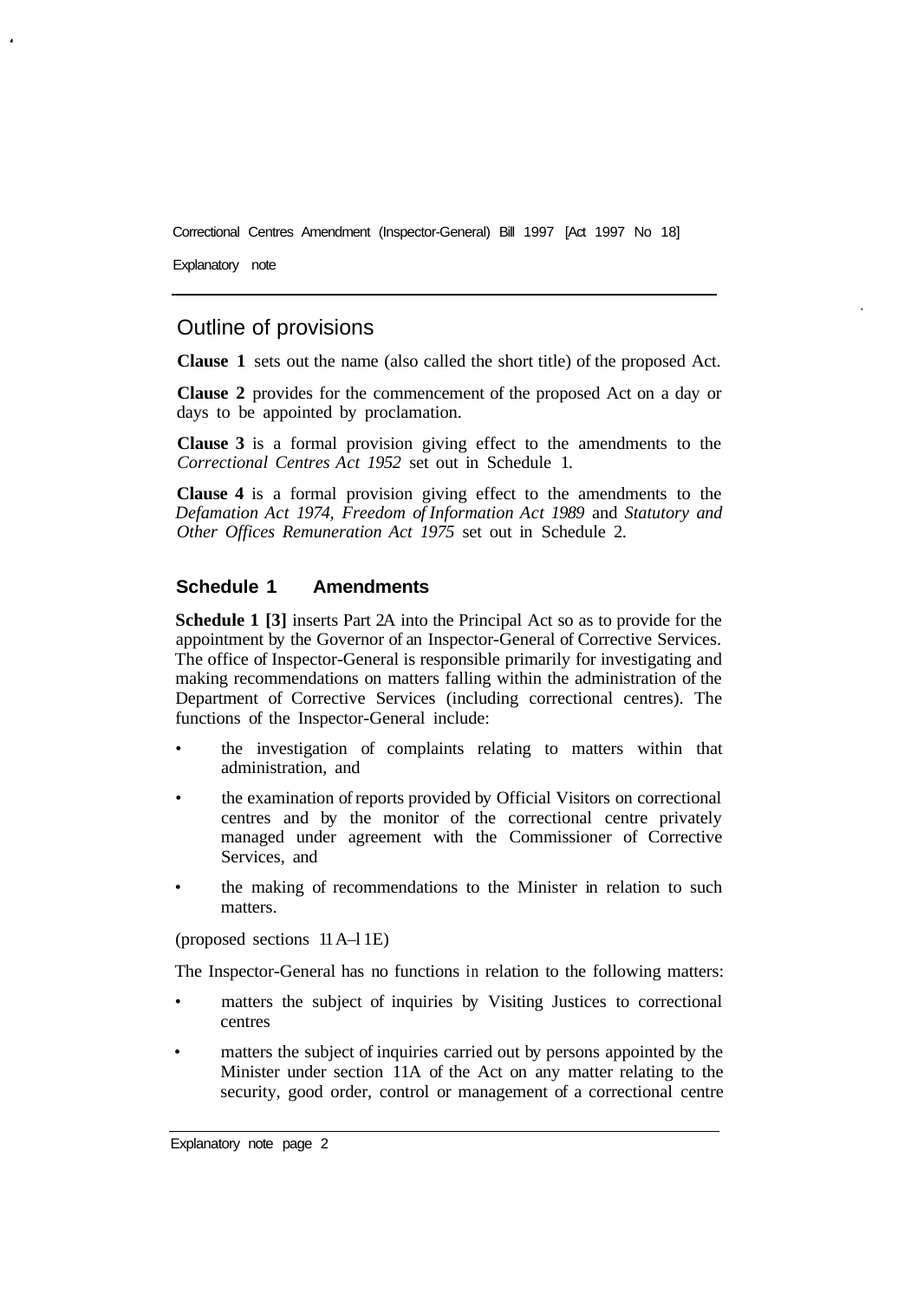## Outline of provisions

**Clause 1** sets out the name (also called the short title) of the proposed Act.

**Clause 2** provides for the commencement of the proposed Act on a day or days to be appointed by proclamation.

**Clause 3** is a formal provision giving effect to the amendments to the *Correctional Centres Act 1952* set out in Schedule 1.

**Clause 4** is a formal provision giving effect to the amendments to the *Defamation Act 1974, Freedom of Information Act 1989* and *Statutory and Other Offices Remuneration Act 1975* set out in Schedule 2.

### Schedule 1 Amendments

**Schedule 1 [3]** inserts Part 2A into the Principal Act so as to provide for the appointment by the Governor of an Inspector-General of Corrective Services. The office of Inspector-General is responsible primarily for investigating and making recommendations on matters falling within the administration of the Department of Corrective Services (including correctional centres). The functions of the Inspector-General include:

- the investigation of complaints relating to matters within that administration, and
- the examination of reports provided by Official Visitors on correctional centres and by the monitor of the correctional centre privately managed under agreement with the Commissioner of Corrective Services, and
- the making of recommendations to the Minister in relation to such matters.

(proposed sections 11A–11E)

The Inspector-General has no functions in relation to the following matters:

- matters the subject of inquiries by Visiting Justices to correctional centres
- matters the subject of inquiries carried out by persons appointed by the Minister under section 11A of the Act on any matter relating to the security, good order, control or management of a correctional centre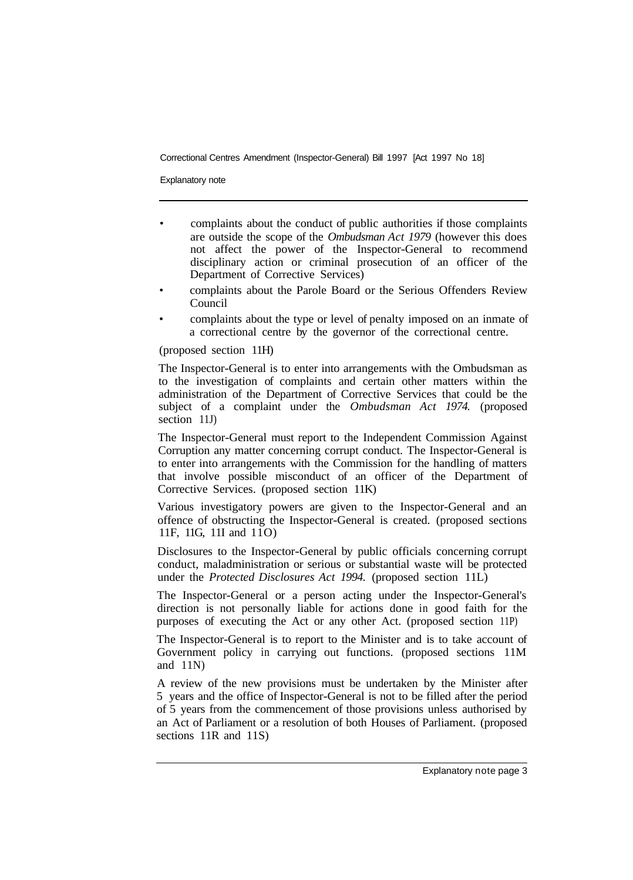- complaints about the conduct of public authorities if those complaints are outside the scope of the *Ombudsman Act 1979* (however this does not affect the power of the Inspector-General to recommend disciplinary action or criminal prosecution of an officer of the Department of Corrective Services)
- complaints about the Parole Board or the Serious Offenders Review Council
- complaints about the type or level of penalty imposed on an inmate of a correctional centre by the governor of the correctional centre.

(proposed section 11H)

The Inspector-General is to enter into arrangements with the Ombudsman as to the investigation of complaints and certain other matters within the administration of the Department of Corrective Services that could be the subject of a complaint under the *Ombudsman Act 1974.* (proposed section 11J)

The Inspector-General must report to the Independent Commission Against Corruption any matter concerning corrupt conduct. The Inspector-General is to enter into arrangements with the Commission for the handling of matters that involve possible misconduct of an officer of the Department of Corrective Services. (proposed section 11K)

Various investigatory powers are given to the Inspector-General and an offence of obstructing the Inspector-General is created. (proposed sections 11F, 11G, 11I and 11O)

Disclosures to the Inspector-General by public officials concerning corrupt conduct, maladministration or serious or substantial waste will be protected under the *Protected Disclosures Act 1994.* (proposed section 11L)

The Inspector-General or a person acting under the Inspector-General's direction is not personally liable for actions done in good faith for the purposes of executing the Act or any other Act. (proposed section 11P)

The Inspector-General is to report to the Minister and is to take account of Government policy in carrying out functions. (proposed sections 11M and 11N)

A review of the new provisions must be undertaken by the Minister after 5 years and the office of Inspector-General is not to be filled after the period of 5 years from the commencement of those provisions unless authorised by an Act of Parliament or a resolution of both Houses of Parliament. (proposed sections 11R and 11S)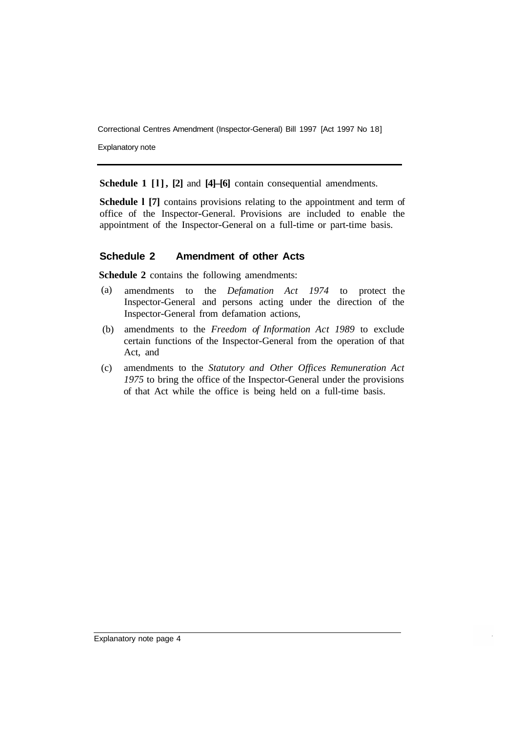**Schedule 1 [1], [2]** and **[4]–[6]** contain consequential amendments.

**Schedule 1 [7]** contains provisions relating to the appointment and term of office of the Inspector-General. Provisions are included to enable the appointment of the Inspector-General on a full-time or part-time basis.

## Schedule 2 Amendment of other Acts

**Schedule 2** contains the following amendments:

(a) amendments to the *Defamation Act 1974* to protect the Inspector-General and persons acting under the direction of the Inspector-General from defamation actions,

(b) amendments to the *Freedom of Information Act 1989* to exclude certain functions of the Inspector-General from the operation of that Act, and

(c) amendments to the *Statutory and Other Offices Remuneration Act 1975* to bring the office of the Inspector-General under the provisions of that Act while the office is being held on a full-time basis.